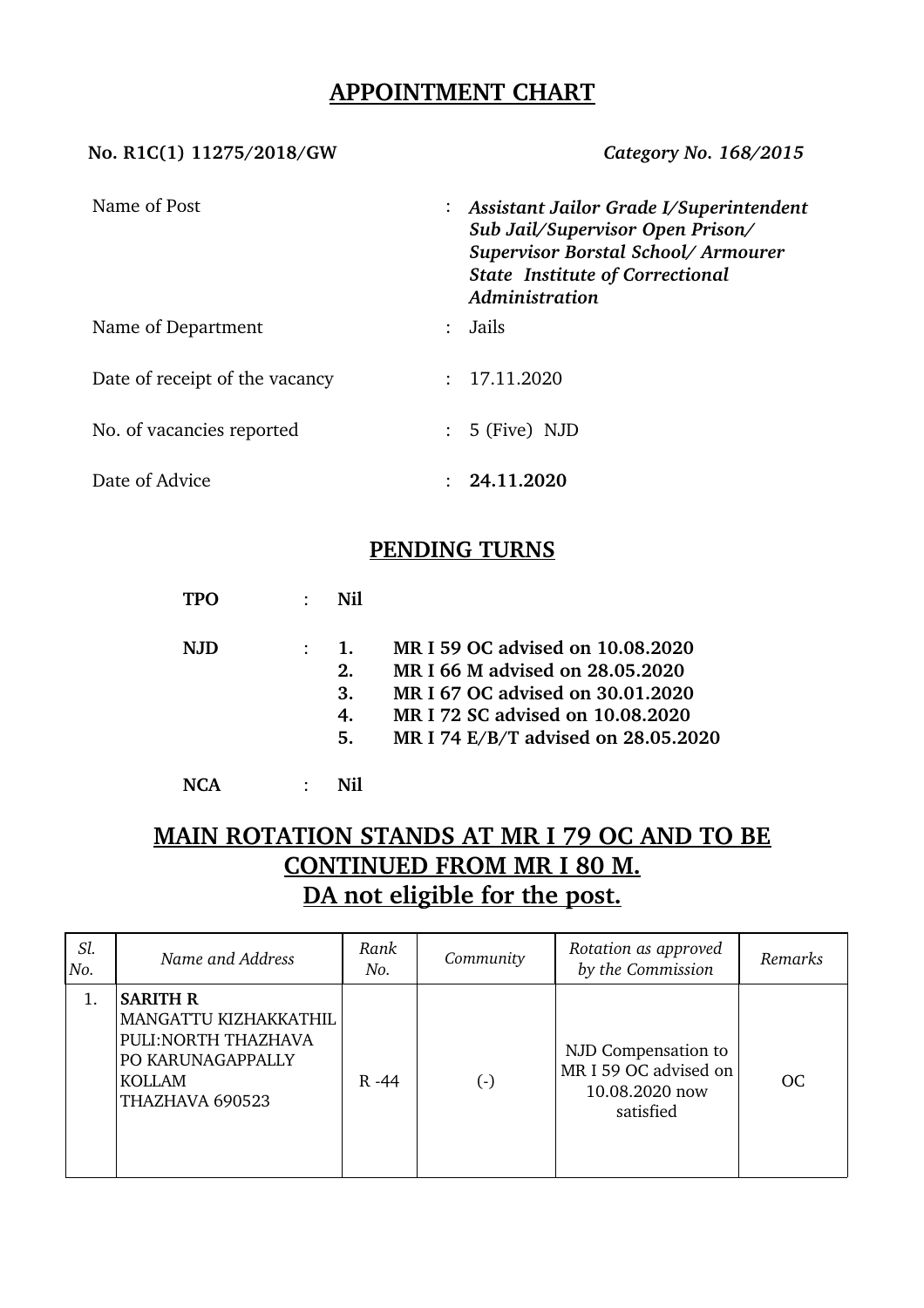# APPOINTMENT CHART

**No. R1C(1) 11275/2018/GW** *Category No. 168/2015*

| | | |
|---|---|---|
| Name of Post | : | ***Assistant Jailor Grade I/Superintendent Sub Jail/Supervisor Open Prison/ Supervisor Borstal School/ Armourer State Institute of Correctional Administration*** |
| Name of Department | : | Jails |
| Date of receipt of the vacancy | : | 17.11.2020 |
| No. of vacancies reported | : | 5 (Five) NJD |
| Date of Advice | : | **24.11.2020** |

## PENDING TURNS

**TPO** : **Nil**

**NJD** :

1. **MR I 59 OC advised on 10.08.2020**
2. **MR I 66 M advised on 28.05.2020**
3. **MR I 67 OC advised on 30.01.2020**
4. **MR I 72 SC advised on 10.08.2020**
5. **MR I 74 E/B/T advised on 28.05.2020**

**NCA** : **Nil**

## MAIN ROTATION STANDS AT MR I 79 OC AND TO BE CONTINUED FROM MR I 80 M.

## DA not eligible for the post.

| *Sl. No.* | *Name and Address* | *Rank No.* | *Community* | *Rotation as approved by the Commission* | *Remarks* |
|---|---|---|---|---|---|
| 1. | **SARITH R** MANGATTU KIZHAKKATHIL PULI:NORTH THAZHAVA PO KARUNAGAPPALLY KOLLAM THAZHAVA 690523 | R -44 | (-) | NJD Compensation to MR I 59 OC advised on 10.08.2020 now satisfied | OC |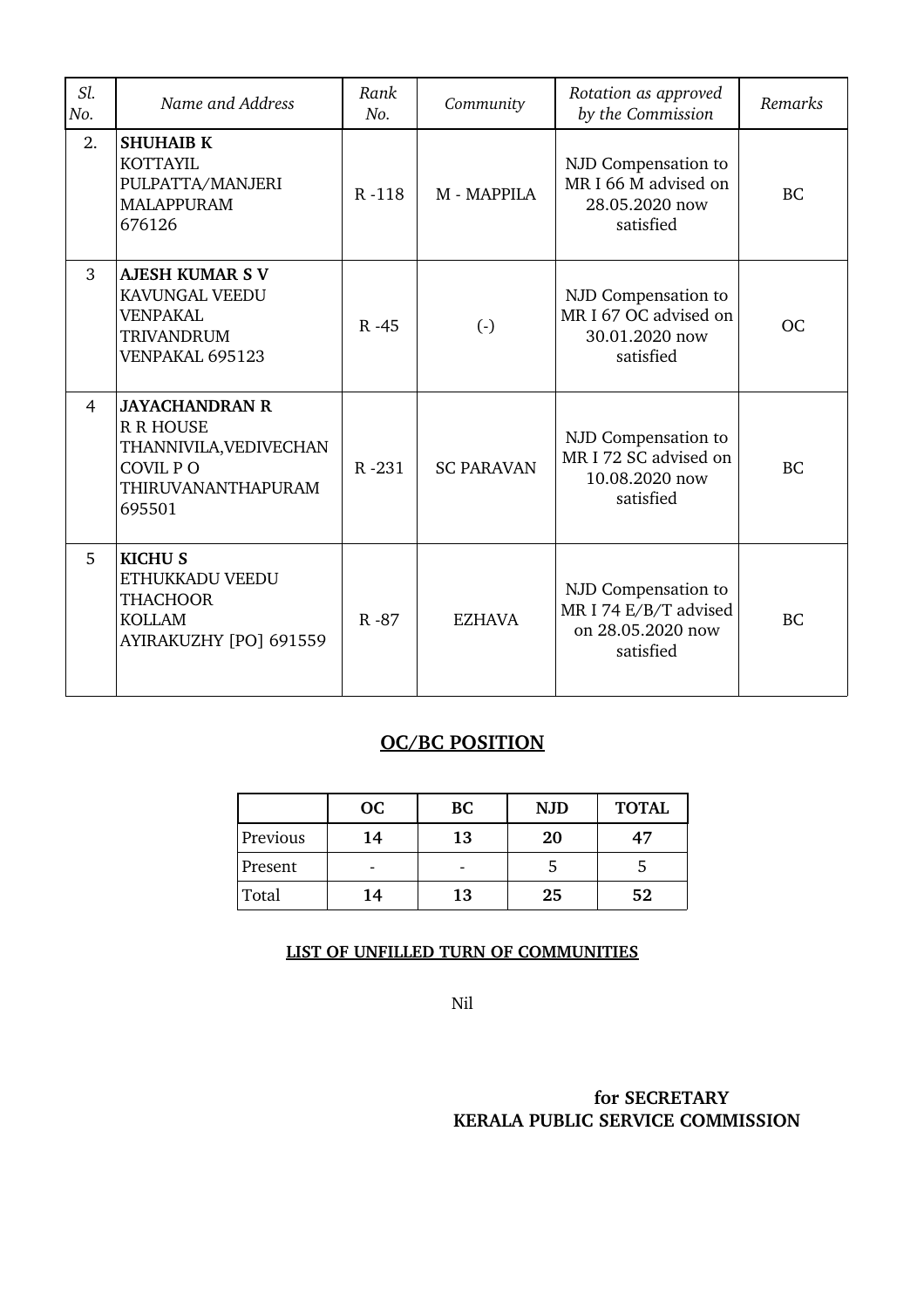| *Sl. No.* | *Name and Address* | *Rank No.* | *Community* | *Rotation as approved by the Commission* | *Remarks* |
|---|---|---|---|---|---|
| 2. | **SHUHAIB K**<br>KOTTAYIL<br>PULPATTA/MANJERI<br>MALAPPURAM<br>676126 | R -118 | M - MAPPILA | NJD Compensation to MR I 66 M advised on 28.05.2020 now satisfied | BC |
| 3 | **AJESH KUMAR S V**<br>KAVUNGAL VEEDU<br>VENPAKAL<br>TRIVANDRUM<br>VENPAKAL 695123 | R -45 | (-) | NJD Compensation to MR I 67 OC advised on 30.01.2020 now satisfied | OC |
| 4 | **JAYACHANDRAN R**<br>R R HOUSE<br>THANNIVILA,VEDIVECHAN<br>COVIL P O<br>THIRUVANANTHAPURAM<br>695501 | R -231 | SC PARAVAN | NJD Compensation to MR I 72 SC advised on 10.08.2020 now satisfied | BC |
| 5 | **KICHU S**<br>ETHUKKADU VEEDU<br>THACHOOR<br>KOLLAM<br>AYIRAKUZHY [PO] 691559 | R -87 | EZHAVA | NJD Compensation to MR I 74 E/B/T advised on 28.05.2020 now satisfied | BC |

## OC/BC POSITION

| | OC | BC | NJD | TOTAL |
|---|---|---|---|---|
| Previous | **14** | **13** | **20** | **47** |
| Present | - | - | 5 | 5 |
| Total | **14** | **13** | **25** | **52** |

**LIST OF UNFILLED TURN OF COMMUNITIES**

Nil

**for SECRETARY**
**KERALA PUBLIC SERVICE COMMISSION**